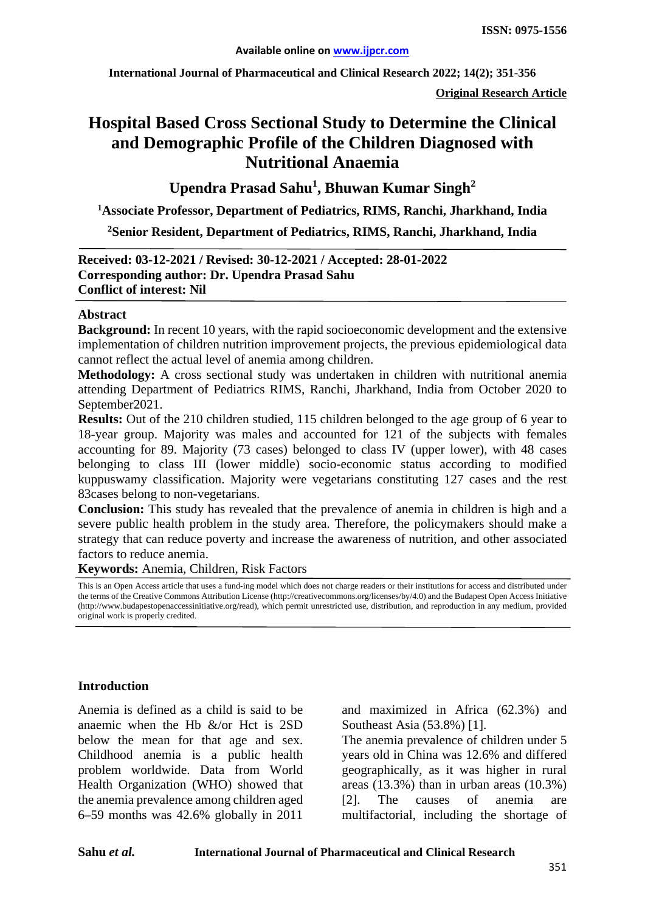**ISSN: 0975-1556**

**Available online on www.ijpcr.com**

**Original Research Article**

# Hospital Based Cross Sectional Study to Determine the Clinical and Demographic Profile of the Children Diagnosed with Nutritional Anaemia

**Upendra Prasad Sahu[1], Bhuwan Kumar Singh[2]**

**[1]Associate Professor, Department of Pediatrics, RIMS, Ranchi, Jharkhand, India**

**[2]Senior Resident, Department of Pediatrics, RIMS, Ranchi, Jharkhand, India**

**Received: 03-12-2021 / Revised: 30-12-2021 / Accepted: 28-01-2022**
**Corresponding author: Dr. Upendra Prasad Sahu**
**Conflict of interest: Nil**

## Abstract

**Background:** In recent 10 years, with the rapid socioeconomic development and the extensive implementation of children nutrition improvement projects, the previous epidemiological data cannot reflect the actual level of anemia among children.

**Methodology:** A cross sectional study was undertaken in children with nutritional anemia attending Department of Pediatrics RIMS, Ranchi, Jharkhand, India from October 2020 to September2021.

**Results:** Out of the 210 children studied, 115 children belonged to the age group of 6 year to 18-year group. Majority was males and accounted for 121 of the subjects with females accounting for 89. Majority (73 cases) belonged to class IV (upper lower), with 48 cases belonging to class III (lower middle) socio-economic status according to modified kuppuswamy classification. Majority were vegetarians constituting 127 cases and the rest 83cases belong to non-vegetarians.

**Conclusion:** This study has revealed that the prevalence of anemia in children is high and a severe public health problem in the study area. Therefore, the policymakers should make a strategy that can reduce poverty and increase the awareness of nutrition, and other associated factors to reduce anemia.

**Keywords:** Anemia, Children, Risk Factors

This is an Open Access article that uses a fund-ing model which does not charge readers or their institutions for access and distributed under the terms of the Creative Commons Attribution License (http://creativecommons.org/licenses/by/4.0) and the Budapest Open Access Initiative (http://www.budapestopenaccessinitiative.org/read), which permit unrestricted use, distribution, and reproduction in any medium, provided original work is properly credited.

## Introduction

Anemia is defined as a child is said to be anaemic when the Hb &/or Hct is 2SD below the mean for that age and sex. Childhood anemia is a public health problem worldwide. Data from World Health Organization (WHO) showed that the anemia prevalence among children aged 6–59 months was 42.6% globally in 2011 and maximized in Africa (62.3%) and Southeast Asia (53.8%) [1].

The anemia prevalence of children under 5 years old in China was 12.6% and differed geographically, as it was higher in rural areas (13.3%) than in urban areas (10.3%) [2]. The causes of anemia are multifactorial, including the shortage of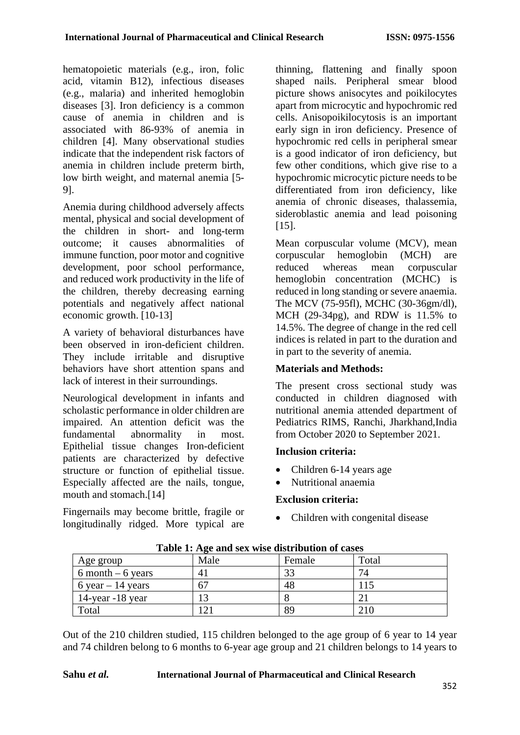hematopoietic materials (e.g., iron, folic acid, vitamin B12), infectious diseases (e.g., malaria) and inherited hemoglobin diseases [3]. Iron deficiency is a common cause of anemia in children and is associated with 86-93% of anemia in children [4]. Many observational studies indicate that the independent risk factors of anemia in children include preterm birth, low birth weight, and maternal anemia [5-9].

Anemia during childhood adversely affects mental, physical and social development of the children in short- and long-term outcome; it causes abnormalities of immune function, poor motor and cognitive development, poor school performance, and reduced work productivity in the life of the children, thereby decreasing earning potentials and negatively affect national economic growth. [10-13]

A variety of behavioral disturbances have been observed in iron-deficient children. They include irritable and disruptive behaviors have short attention spans and lack of interest in their surroundings.

Neurological development in infants and scholastic performance in older children are impaired. An attention deficit was the fundamental abnormality in most. Epithelial tissue changes Iron-deficient patients are characterized by defective structure or function of epithelial tissue. Especially affected are the nails, tongue, mouth and stomach.[14]

Fingernails may become brittle, fragile or longitudinally ridged. More typical are thinning, flattening and finally spoon shaped nails. Peripheral smear blood picture shows anisocytes and poikilocytes apart from microcytic and hypochromic red cells. Anisopoikilocytosis is an important early sign in iron deficiency. Presence of hypochromic red cells in peripheral smear is a good indicator of iron deficiency, but few other conditions, which give rise to a hypochromic microcytic picture needs to be differentiated from iron deficiency, like anemia of chronic diseases, thalassemia, sideroblastic anemia and lead poisoning [15].

Mean corpuscular volume (MCV), mean corpuscular hemoglobin (MCH) are reduced whereas mean corpuscular hemoglobin concentration (MCHC) is reduced in long standing or severe anaemia. The MCV (75-95fl), MCHC (30-36gm/dl), MCH (29-34pg), and RDW is 11.5% to 14.5%. The degree of change in the red cell indices is related in part to the duration and in part to the severity of anemia.

### Materials and Methods:

The present cross sectional study was conducted in children diagnosed with nutritional anemia attended department of Pediatrics RIMS, Ranchi, Jharkhand,India from October 2020 to September 2021.

### Inclusion criteria:

- Children 6-14 years age
- Nutritional anaemia

### Exclusion criteria:

- Children with congenital disease

**Table 1: Age and sex wise distribution of cases**

| Age group | Male | Female | Total |
|---|---|---|---|
| 6 month – 6 years | 41 | 33 | 74 |
| 6 year – 14 years | 67 | 48 | 115 |
| 14-year -18 year | 13 | 8 | 21 |
| Total | 121 | 89 | 210 |

Out of the 210 children studied, 115 children belonged to the age group of 6 year to 14 year and 74 children belong to 6 months to 6-year age group and 21 children belongs to 14 years to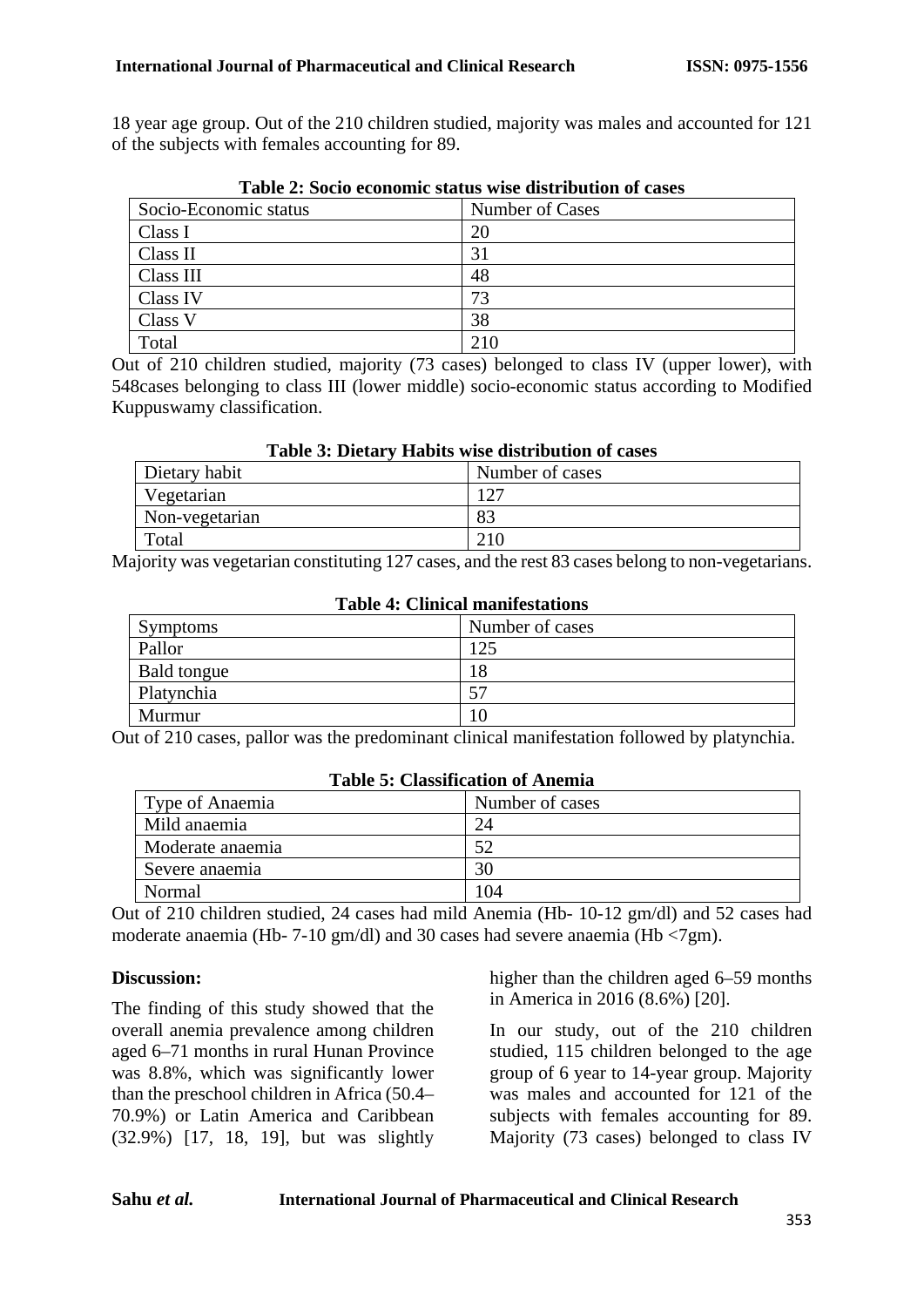18 year age group. Out of the 210 children studied, majority was males and accounted for 121 of the subjects with females accounting for 89.

**Table 2: Socio economic status wise distribution of cases**

| Socio-Economic status | Number of Cases |
|---|---|
| Class I | 20 |
| Class II | 31 |
| Class III | 48 |
| Class IV | 73 |
| Class V | 38 |
| Total | 210 |

Out of 210 children studied, majority (73 cases) belonged to class IV (upper lower), with 548cases belonging to class III (lower middle) socio-economic status according to Modified Kuppuswamy classification.

**Table 3: Dietary Habits wise distribution of cases**

| Dietary habit | Number of cases |
|---|---|
| Vegetarian | 127 |
| Non-vegetarian | 83 |
| Total | 210 |

Majority was vegetarian constituting 127 cases, and the rest 83 cases belong to non-vegetarians.

**Table 4: Clinical manifestations**

| Symptoms | Number of cases |
|---|---|
| Pallor | 125 |
| Bald tongue | 18 |
| Platynchia | 57 |
| Murmur | 10 |

Out of 210 cases, pallor was the predominant clinical manifestation followed by platynchia.

**Table 5: Classification of Anemia**

| Type of Anaemia | Number of cases |
|---|---|
| Mild anaemia | 24 |
| Moderate anaemia | 52 |
| Severe anaemia | 30 |
| Normal | 104 |

Out of 210 children studied, 24 cases had mild Anemia (Hb- 10-12 gm/dl) and 52 cases had moderate anaemia (Hb- 7-10 gm/dl) and 30 cases had severe anaemia (Hb <7gm).

**Discussion:**

The finding of this study showed that the overall anemia prevalence among children aged 6–71 months in rural Hunan Province was 8.8%, which was significantly lower than the preschool children in Africa (50.4–70.9%) or Latin America and Caribbean (32.9%) [17, 18, 19], but was slightly higher than the children aged 6–59 months in America in 2016 (8.6%) [20].

In our study, out of the 210 children studied, 115 children belonged to the age group of 6 year to 14-year group. Majority was males and accounted for 121 of the subjects with females accounting for 89. Majority (73 cases) belonged to class IV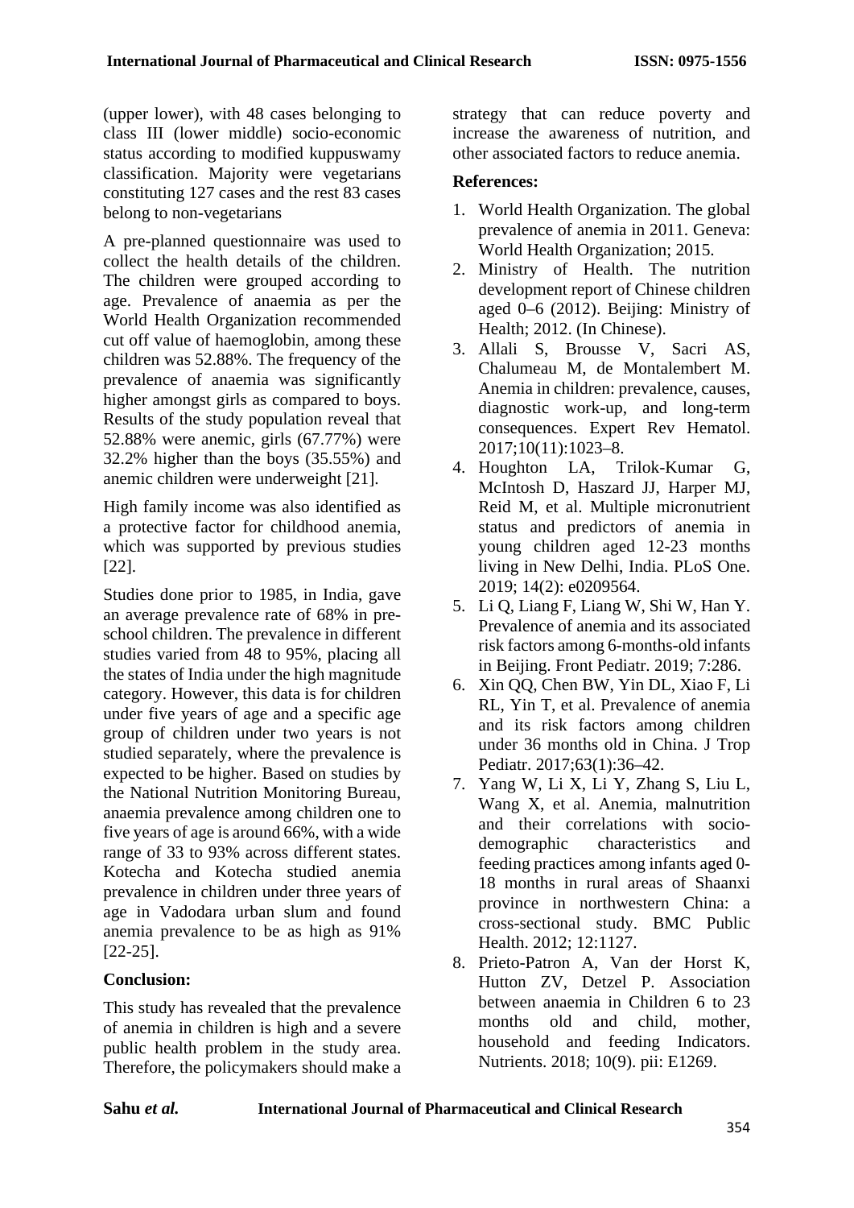(upper lower), with 48 cases belonging to class III (lower middle) socio-economic status according to modified kuppuswamy classification. Majority were vegetarians constituting 127 cases and the rest 83 cases belong to non-vegetarians

A pre-planned questionnaire was used to collect the health details of the children. The children were grouped according to age. Prevalence of anaemia as per the World Health Organization recommended cut off value of haemoglobin, among these children was 52.88%. The frequency of the prevalence of anaemia was significantly higher amongst girls as compared to boys. Results of the study population reveal that 52.88% were anemic, girls (67.77%) were 32.2% higher than the boys (35.55%) and anemic children were underweight [21].

High family income was also identified as a protective factor for childhood anemia, which was supported by previous studies [22].

Studies done prior to 1985, in India, gave an average prevalence rate of 68% in pre-school children. The prevalence in different studies varied from 48 to 95%, placing all the states of India under the high magnitude category. However, this data is for children under five years of age and a specific age group of children under two years is not studied separately, where the prevalence is expected to be higher. Based on studies by the National Nutrition Monitoring Bureau, anaemia prevalence among children one to five years of age is around 66%, with a wide range of 33 to 93% across different states. Kotecha and Kotecha studied anemia prevalence in children under three years of age in Vadodara urban slum and found anemia prevalence to be as high as 91% [22-25].

## Conclusion:

This study has revealed that the prevalence of anemia in children is high and a severe public health problem in the study area. Therefore, the policymakers should make a strategy that can reduce poverty and increase the awareness of nutrition, and other associated factors to reduce anemia.

## References:

1. World Health Organization. The global prevalence of anemia in 2011. Geneva: World Health Organization; 2015.
2. Ministry of Health. The nutrition development report of Chinese children aged 0–6 (2012). Beijing: Ministry of Health; 2012. (In Chinese).
3. Allali S, Brousse V, Sacri AS, Chalumeau M, de Montalembert M. Anemia in children: prevalence, causes, diagnostic work-up, and long-term consequences. Expert Rev Hematol. 2017;10(11):1023–8.
4. Houghton LA, Trilok-Kumar G, McIntosh D, Haszard JJ, Harper MJ, Reid M, et al. Multiple micronutrient status and predictors of anemia in young children aged 12-23 months living in New Delhi, India. PLoS One. 2019; 14(2): e0209564.
5. Li Q, Liang F, Liang W, Shi W, Han Y. Prevalence of anemia and its associated risk factors among 6-months-old infants in Beijing. Front Pediatr. 2019; 7:286.
6. Xin QQ, Chen BW, Yin DL, Xiao F, Li RL, Yin T, et al. Prevalence of anemia and its risk factors among children under 36 months old in China. J Trop Pediatr. 2017;63(1):36–42.
7. Yang W, Li X, Li Y, Zhang S, Liu L, Wang X, et al. Anemia, malnutrition and their correlations with socio-demographic characteristics and feeding practices among infants aged 0-18 months in rural areas of Shaanxi province in northwestern China: a cross-sectional study. BMC Public Health. 2012; 12:1127.
8. Prieto-Patron A, Van der Horst K, Hutton ZV, Detzel P. Association between anaemia in Children 6 to 23 months old and child, mother, household and feeding Indicators. Nutrients. 2018; 10(9). pii: E1269.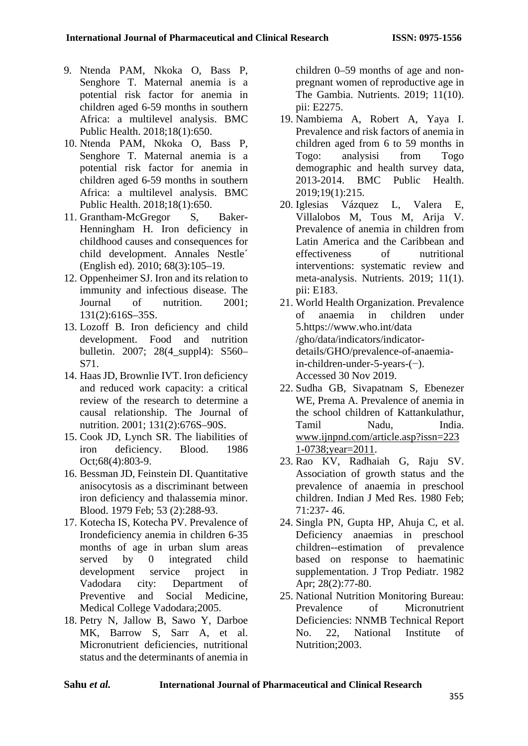9. Ntenda PAM, Nkoka O, Bass P, Senghore T. Maternal anemia is a potential risk factor for anemia in children aged 6-59 months in southern Africa: a multilevel analysis. BMC Public Health. 2018;18(1):650.
10. Ntenda PAM, Nkoka O, Bass P, Senghore T. Maternal anemia is a potential risk factor for anemia in children aged 6-59 months in southern Africa: a multilevel analysis. BMC Public Health. 2018;18(1):650.
11. Grantham-McGregor S, Baker-Henningham H. Iron deficiency in childhood causes and consequences for child development. Annales Nestle´ (English ed). 2010; 68(3):105–19.
12. Oppenheimer SJ. Iron and its relation to immunity and infectious disease. The Journal of nutrition. 2001; 131(2):616S–35S.
13. Lozoff B. Iron deficiency and child development. Food and nutrition bulletin. 2007; 28(4_suppl4): S560–S71.
14. Haas JD, Brownlie IVT. Iron deficiency and reduced work capacity: a critical review of the research to determine a causal relationship. The Journal of nutrition. 2001; 131(2):676S–90S.
15. Cook JD, Lynch SR. The liabilities of iron deficiency. Blood. 1986 Oct;68(4):803-9.
16. Bessman JD, Feinstein DI. Quantitative anisocytosis as a discriminant between iron deficiency and thalassemia minor. Blood. 1979 Feb; 53 (2):288-93.
17. Kotecha IS, Kotecha PV. Prevalence of Irondeficiency anemia in children 6-35 months of age in urban slum areas served by 0 integrated child development service project in Vadodara city: Department of Preventive and Social Medicine, Medical College Vadodara;2005.
18. Petry N, Jallow B, Sawo Y, Darboe MK, Barrow S, Sarr A, et al. Micronutrient deficiencies, nutritional status and the determinants of anemia in children 0–59 months of age and non-pregnant women of reproductive age in The Gambia. Nutrients. 2019; 11(10). pii: E2275.
19. Nambiema A, Robert A, Yaya I. Prevalence and risk factors of anemia in children aged from 6 to 59 months in Togo: analysisi from Togo demographic and health survey data, 2013-2014. BMC Public Health. 2019;19(1):215.
20. Iglesias Vázquez L, Valera E, Villalobos M, Tous M, Arija V. Prevalence of anemia in children from Latin America and the Caribbean and effectiveness of nutritional interventions: systematic review and meta-analysis. Nutrients. 2019; 11(1). pii: E183.
21. World Health Organization. Prevalence of anaemia in children under 5.https://www.who.int/data /gho/data/indicators/indicator-details/GHO/prevalence-of-anaemia-in-children-under-5-years-(−). Accessed 30 Nov 2019.
22. Sudha GB, Sivapatnam S, Ebenezer WE, Prema A. Prevalence of anemia in the school children of Kattankulathur, Tamil Nadu, India. www.ijnpnd.com/article.asp?issn=2231-0738;year=2011.
23. Rao KV, Radhaiah G, Raju SV. Association of growth status and the prevalence of anaemia in preschool children. Indian J Med Res. 1980 Feb; 71:237- 46.
24. Singla PN, Gupta HP, Ahuja C, et al. Deficiency anaemias in preschool children--estimation of prevalence based on response to haematinic supplementation. J Trop Pediatr. 1982 Apr; 28(2):77-80.
25. National Nutrition Monitoring Bureau: Prevalence of Micronutrient Deficiencies: NNMB Technical Report No. 22, National Institute of Nutrition;2003.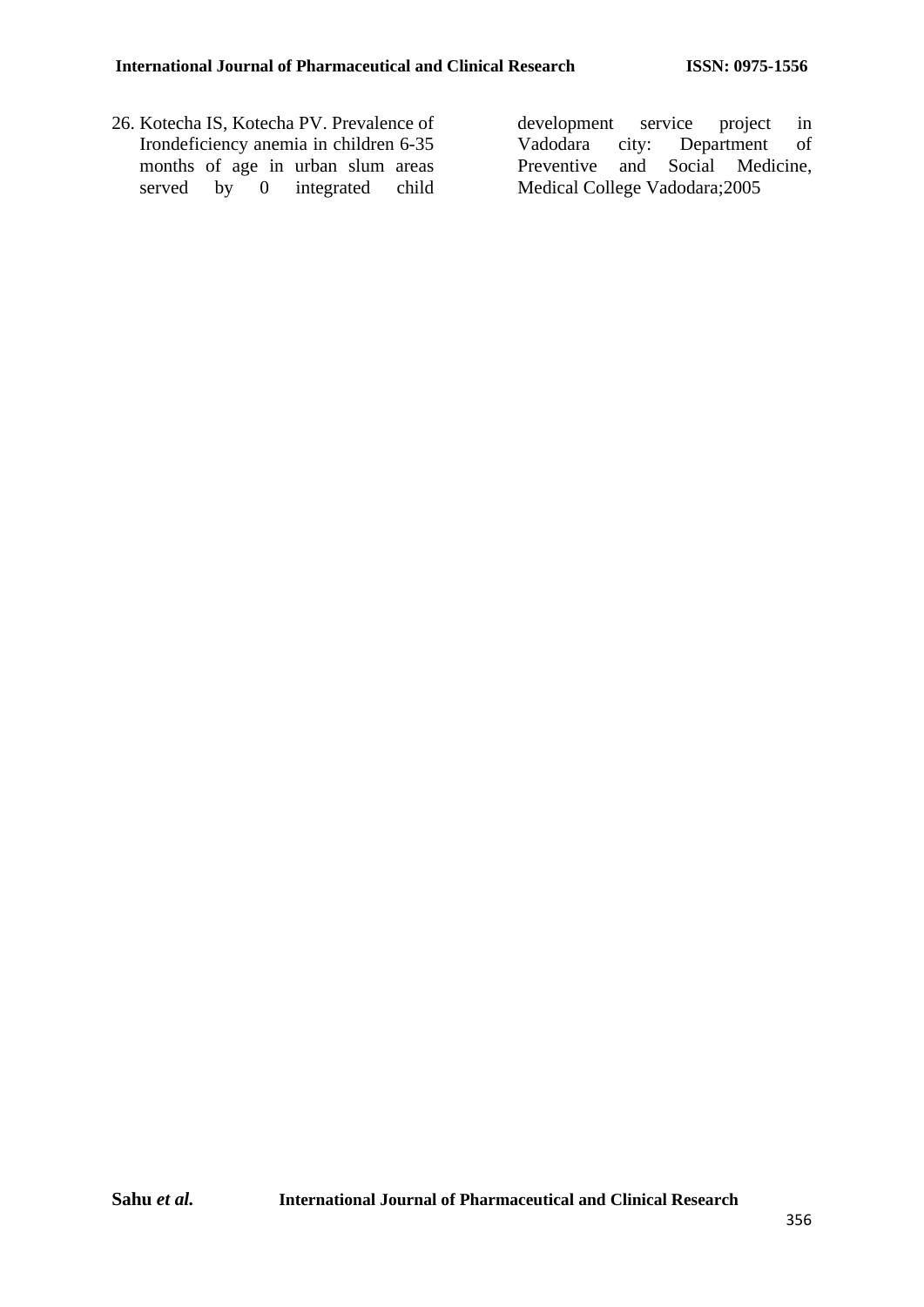26. Kotecha IS, Kotecha PV. Prevalence of Irondeficiency anemia in children 6-35 months of age in urban slum areas served by 0 integrated child development service project in Vadodara city: Department of Preventive and Social Medicine, Medical College Vadodara;2005